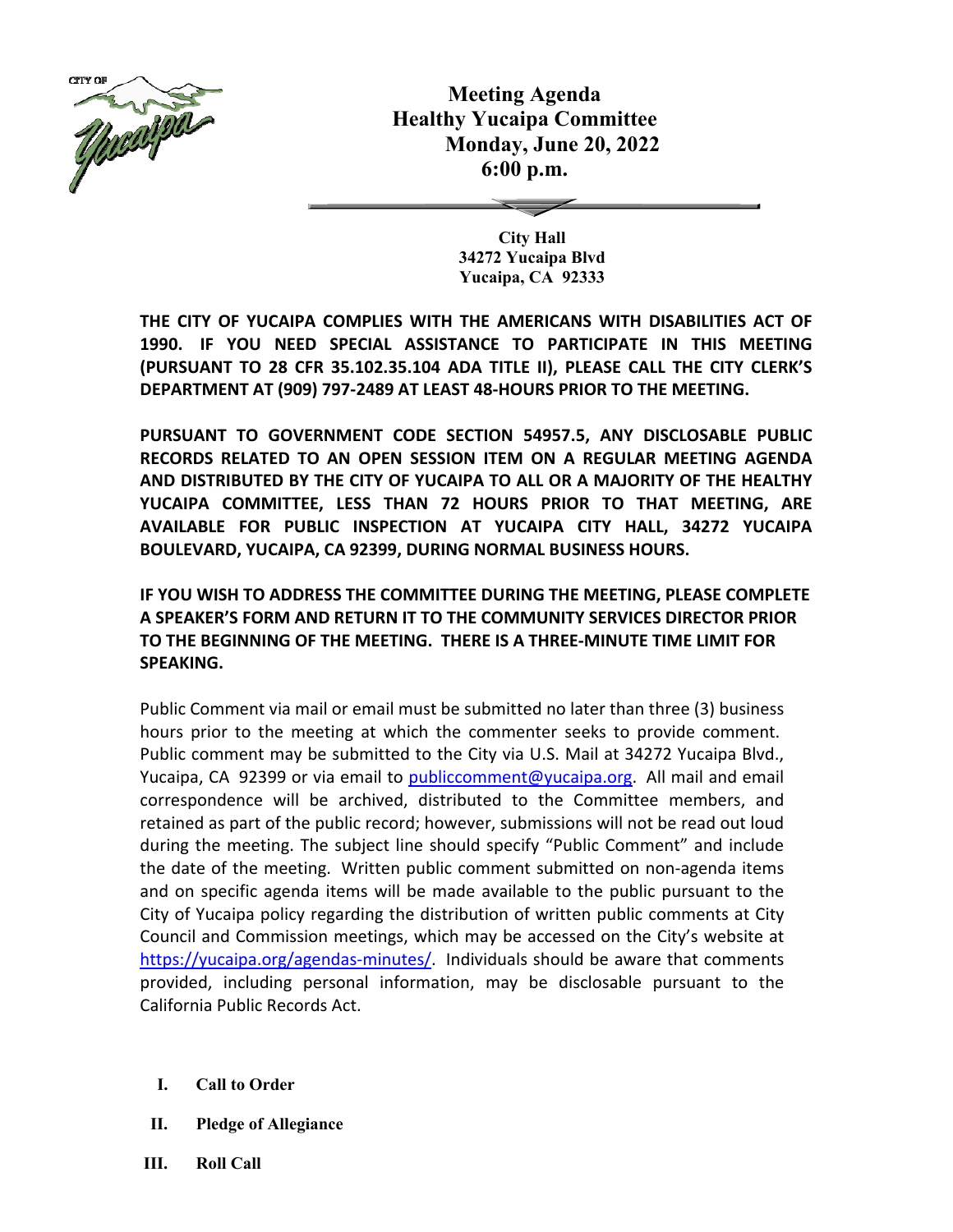# Meeting Agenda
## Healthy Yucaipa Committee
## Monday, June 20, 2022
## 6:00 p.m.

**City Hall**
**34272 Yucaipa Blvd**
**Yucaipa, CA 92333**

**THE CITY OF YUCAIPA COMPLIES WITH THE AMERICANS WITH DISABILITIES ACT OF 1990. IF YOU NEED SPECIAL ASSISTANCE TO PARTICIPATE IN THIS MEETING (PURSUANT TO 28 CFR 35.102.35.104 ADA TITLE II), PLEASE CALL THE CITY CLERK'S DEPARTMENT AT (909) 797-2489 AT LEAST 48-HOURS PRIOR TO THE MEETING.**

**PURSUANT TO GOVERNMENT CODE SECTION 54957.5, ANY DISCLOSABLE PUBLIC RECORDS RELATED TO AN OPEN SESSION ITEM ON A REGULAR MEETING AGENDA AND DISTRIBUTED BY THE CITY OF YUCAIPA TO ALL OR A MAJORITY OF THE HEALTHY YUCAIPA COMMITTEE, LESS THAN 72 HOURS PRIOR TO THAT MEETING, ARE AVAILABLE FOR PUBLIC INSPECTION AT YUCAIPA CITY HALL, 34272 YUCAIPA BOULEVARD, YUCAIPA, CA 92399, DURING NORMAL BUSINESS HOURS.**

**IF YOU WISH TO ADDRESS THE COMMITTEE DURING THE MEETING, PLEASE COMPLETE A SPEAKER'S FORM AND RETURN IT TO THE COMMUNITY SERVICES DIRECTOR PRIOR TO THE BEGINNING OF THE MEETING. THERE IS A THREE-MINUTE TIME LIMIT FOR SPEAKING.**

Public Comment via mail or email must be submitted no later than three (3) business hours prior to the meeting at which the commenter seeks to provide comment. Public comment may be submitted to the City via U.S. Mail at 34272 Yucaipa Blvd., Yucaipa, CA 92399 or via email to [publiccomment@yucaipa.org](mailto:publiccomment@yucaipa.org). All mail and email correspondence will be archived, distributed to the Committee members, and retained as part of the public record; however, submissions will not be read out loud during the meeting. The subject line should specify "Public Comment" and include the date of the meeting. Written public comment submitted on non-agenda items and on specific agenda items will be made available to the public pursuant to the City of Yucaipa policy regarding the distribution of written public comments at City Council and Commission meetings, which may be accessed on the City's website at [https://yucaipa.org/agendas-minutes/](https://yucaipa.org/agendas-minutes/). Individuals should be aware that comments provided, including personal information, may be disclosable pursuant to the California Public Records Act.

**I. Call to Order**

**II. Pledge of Allegiance**

**III. Roll Call**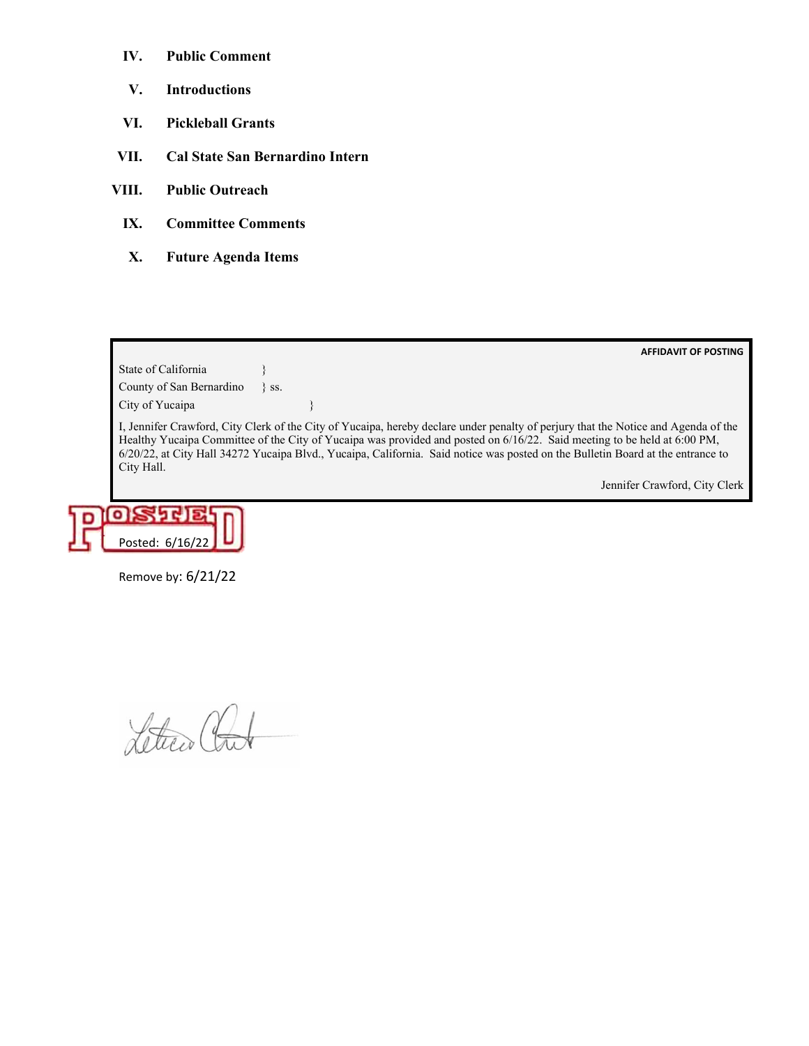IV. **Public Comment**

V. **Introductions**

VI. **Pickleball Grants**

VII. **Cal State San Bernardino Intern**

VIII. **Public Outreach**

IX. **Committee Comments**

X. **Future Agenda Items**

**AFFIDAVIT OF POSTING**

State of California }
County of San Bernardino } ss.
City of Yucaipa }

I, Jennifer Crawford, City Clerk of the City of Yucaipa, hereby declare under penalty of perjury that the Notice and Agenda of the Healthy Yucaipa Committee of the City of Yucaipa was provided and posted on 6/16/22. Said meeting to be held at 6:00 PM, 6/20/22, at City Hall 34272 Yucaipa Blvd., Yucaipa, California. Said notice was posted on the Bulletin Board at the entrance to City Hall.

Jennifer Crawford, City Clerk

POSTED

Posted: 6/16/22

Remove by: 6/21/22